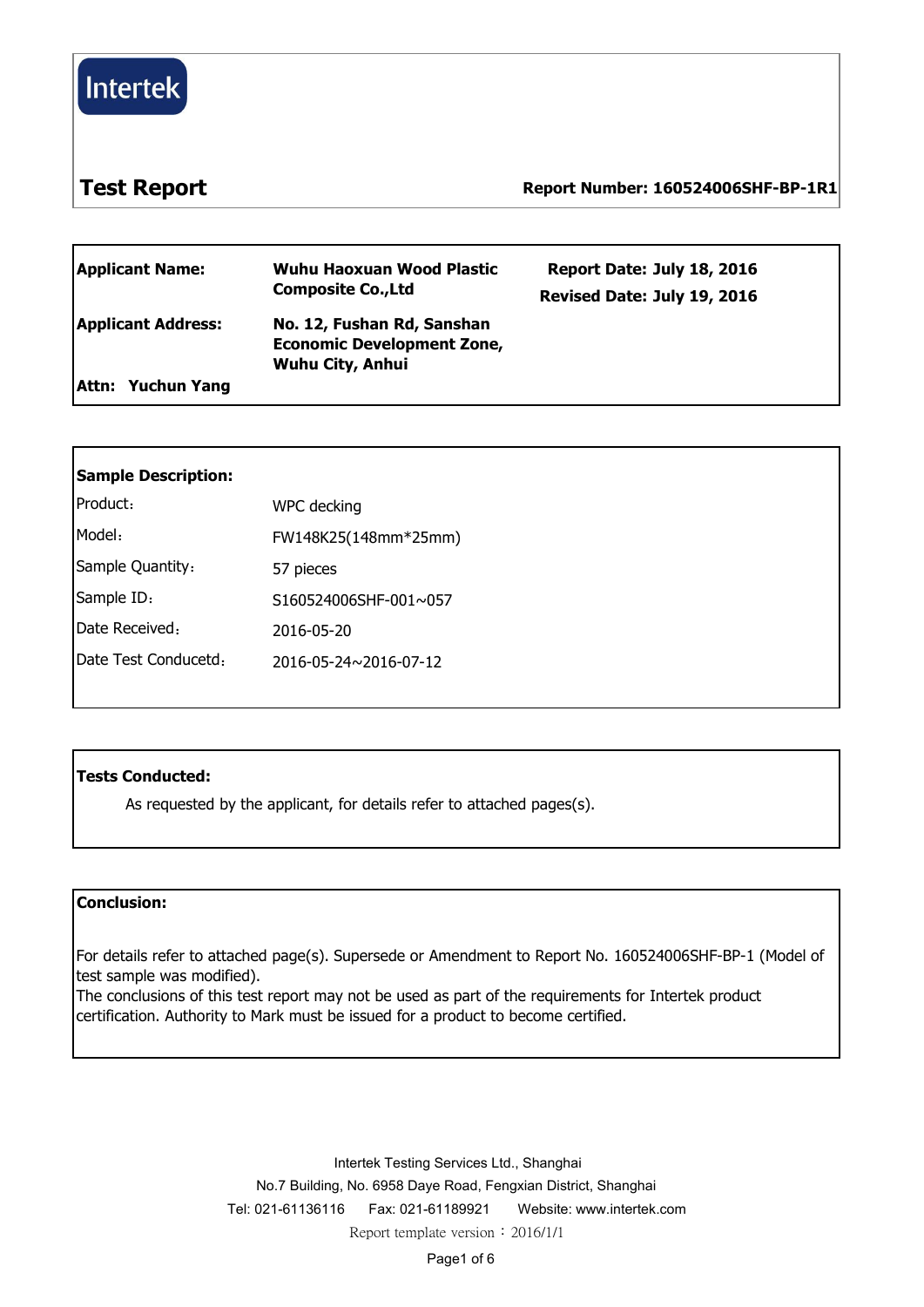Intertek

# Test Report

**Report Number: 160524006SHF-BP-1R1**

| | | |
|---|---|---|
| **Applicant Name:** | **Wuhu Haoxuan Wood Plastic Composite Co.,Ltd** | **Report Date: July 18, 2016** <br> **Revised Date: July 19, 2016** |
| **Applicant Address:** | **No. 12, Fushan Rd, Sanshan Economic Development Zone, Wuhu City, Anhui** | |
| **Attn: Yuchun Yang** | | |

**Sample Description:**

| | |
|---|---|
| Product: | WPC decking |
| Model: | FW148K25(148mm*25mm) |
| Sample Quantity: | 57 pieces |
| Sample ID: | S160524006SHF-001~057 |
| Date Received: | 2016-05-20 |
| Date Test Conducetd: | 2016-05-24~2016-07-12 |

**Tests Conducted:**

As requested by the applicant, for details refer to attached pages(s).

**Conclusion:**

For details refer to attached page(s). Supersede or Amendment to Report No. 160524006SHF-BP-1 (Model of test sample was modified).
The conclusions of this test report may not be used as part of the requirements for Intertek product certification. Authority to Mark must be issued for a product to become certified.

Intertek Testing Services Ltd., Shanghai
No.7 Building, No. 6958 Daye Road, Fengxian District, Shanghai
Tel: 021-61136116 Fax: 021-61189921 Website: www.intertek.com
Report template version：2016/1/1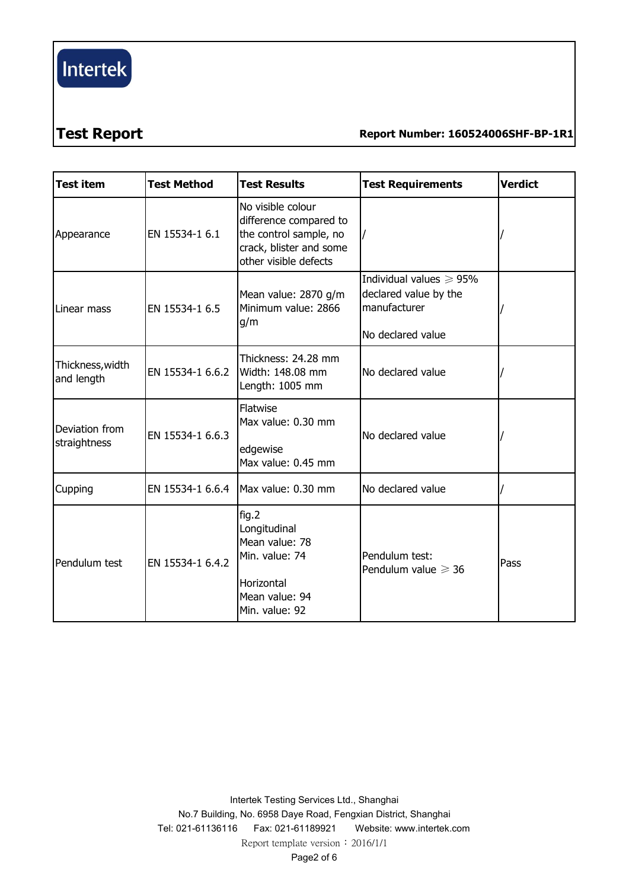## Test Report

**Report Number: 160524006SHF-BP-1R1**

| Test item | Test Method | Test Results | Test Requirements | Verdict |
|---|---|---|---|---|
| Appearance | EN 15534-1 6.1 | No visible colour difference compared to the control sample, no crack, blister and some other visible defects | / | / |
| Linear mass | EN 15534-1 6.5 | Mean value: 2870 g/m<br>Minimum value: 2866 g/m | Individual values ≥ 95% declared value by the manufacturer<br><br>No declared value | / |
| Thickness,width and length | EN 15534-1 6.6.2 | Thickness: 24.28 mm<br>Width: 148.08 mm<br>Length: 1005 mm | No declared value | / |
| Deviation from straightness | EN 15534-1 6.6.3 | Flatwise<br>Max value: 0.30 mm<br><br>edgewise<br>Max value: 0.45 mm | No declared value | / |
| Cupping | EN 15534-1 6.6.4 | Max value: 0.30 mm | No declared value | / |
| Pendulum test | EN 15534-1 6.4.2 | fig.2<br>Longitudinal<br>Mean value: 78<br>Min. value: 74<br><br>Horizontal<br>Mean value: 94<br>Min. value: 92 | Pendulum test:<br>Pendulum value ≥ 36 | Pass |

Intertek Testing Services Ltd., Shanghai
No.7 Building, No. 6958 Daye Road, Fengxian District, Shanghai
Tel: 021-61136116 Fax: 021-61189921 Website: www.intertek.com
Report template version：2016/1/1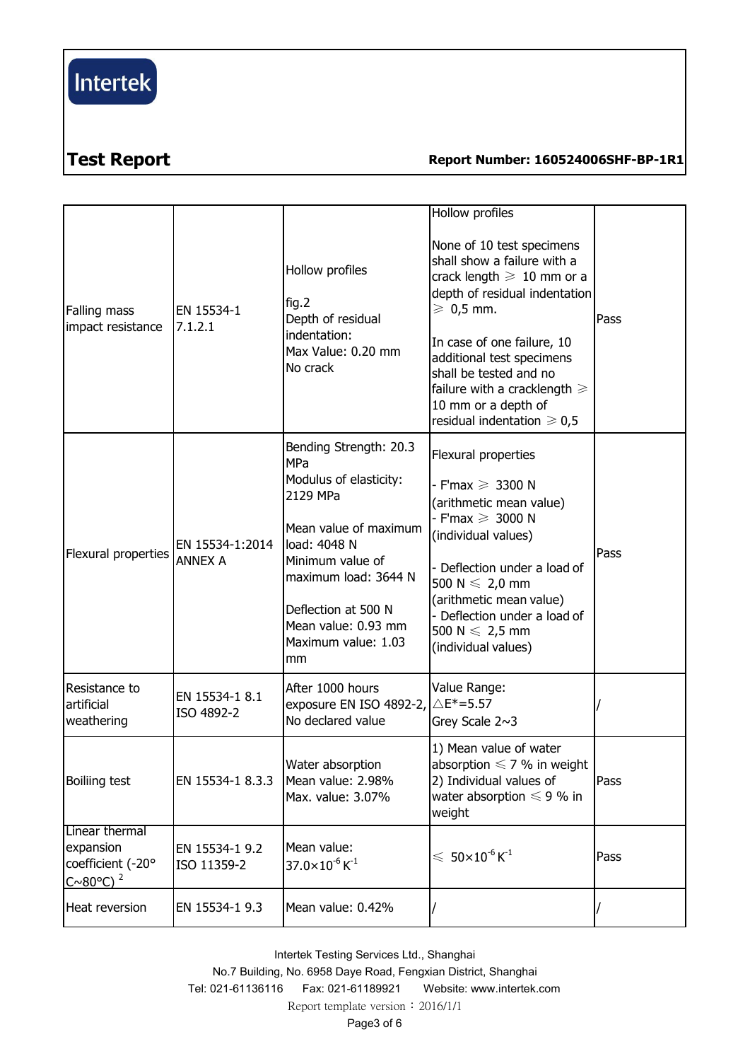| Falling mass impact resistance | EN 15534-1 7.1.2.1 | Hollow profiles<br><br>fig.2<br>Depth of residual indentation:<br>Max Value: 0.20 mm<br>No crack | Hollow profiles<br><br>None of 10 test specimens shall show a failure with a crack length ≥ 10 mm or a depth of residual indentation ≥ 0,5 mm.<br><br>In case of one failure, 10 additional test specimens shall be tested and no failure with a cracklength ≥ 10 mm or a depth of residual indentation ≥ 0,5 | Pass |
|---|---|---|---|---|
| Flexural properties | EN 15534-1:2014 ANNEX A | Bending Strength: 20.3 MPa<br>Modulus of elasticity: 2129 MPa<br><br>Mean value of maximum load: 4048 N<br>Minimum value of maximum load: 3644 N<br><br>Deflection at 500 N<br>Mean value: 0.93 mm<br>Maximum value: 1.03 mm | Flexural properties<br><br>- F'max ≥ 3300 N (arithmetic mean value)<br>- F'max ≥ 3000 N (individual values)<br><br>- Deflection under a load of 500 N ≤ 2,0 mm (arithmetic mean value)<br>- Deflection under a load of 500 N ≤ 2,5 mm (individual values) | Pass |
| Resistance to artificial weathering | EN 15534-1 8.1<br>ISO 4892-2 | After 1000 hours exposure EN ISO 4892-2, No declared value | Value Range:<br>$\triangle E^*=5.57$<br>Grey Scale 2~3 | / |
| Boiliing test | EN 15534-1 8.3.3 | Water absorption<br>Mean value: 2.98%<br>Max. value: 3.07% | 1) Mean value of water absorption ≤ 7 % in weight<br>2) Individual values of water absorption ≤ 9 % in weight | Pass |
| Linear thermal expansion coefficient (-20° C~80°C) [2] | EN 15534-1 9.2<br>ISO 11359-2 | Mean value:<br>$37.0\times10^{-6}\,K^{-1}$ | ≤ $50\times10^{-6}\,K^{-1}$ | Pass |
| Heat reversion | EN 15534-1 9.3 | Mean value: 0.42% | / | / |

Intertek Testing Services Ltd., Shanghai
No.7 Building, No. 6958 Daye Road, Fengxian District, Shanghai
Tel: 021-61136116 Fax: 021-61189921 Website: www.intertek.com
Report template version：2016/1/1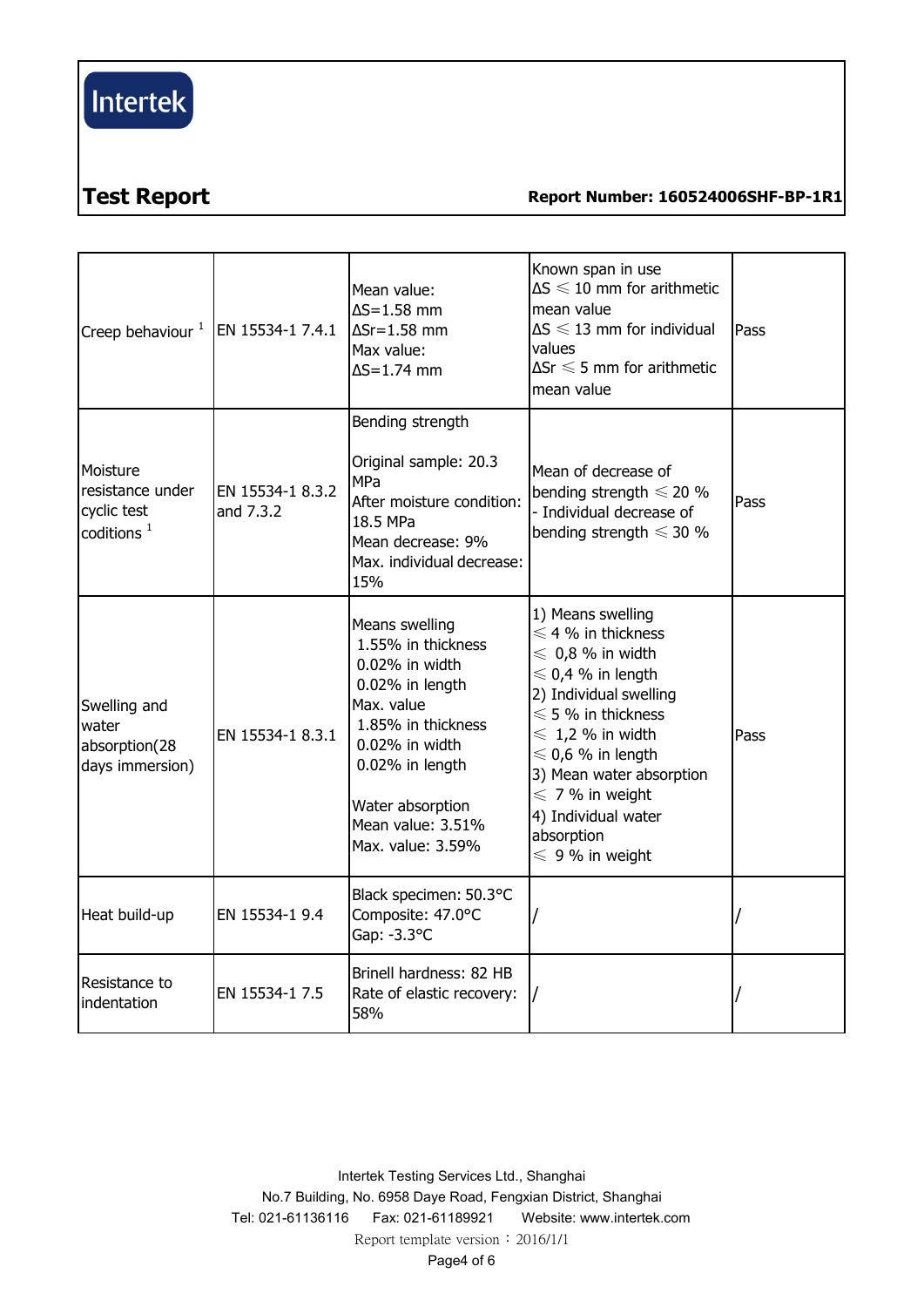**Test Report** **Report Number: 160524006SHF-BP-1R1**

| | | | | |
|---|---|---|---|---|
| Creep behaviour [1] | EN 15534-1 7.4.1 | Mean value:<br>ΔS=1.58 mm<br>ΔSr=1.58 mm<br>Max value:<br>ΔS=1.74 mm | Known span in use<br>ΔS ≤ 10 mm for arithmetic mean value<br>ΔS ≤ 13 mm for individual values<br>ΔSr ≤ 5 mm for arithmetic mean value | Pass |
| Moisture resistance under cyclic test coditions [1] | EN 15534-1 8.3.2 and 7.3.2 | Bending strength<br><br>Original sample: 20.3 MPa<br>After moisture condition: 18.5 MPa<br>Mean decrease: 9%<br>Max. individual decrease: 15% | Mean of decrease of bending strength ≤ 20 %<br>- Individual decrease of bending strength ≤ 30 % | Pass |
| Swelling and water absorption(28 days immersion) | EN 15534-1 8.3.1 | Means swelling<br>1.55% in thickness<br>0.02% in width<br>0.02% in length<br>Max. value<br>1.85% in thickness<br>0.02% in width<br>0.02% in length<br><br>Water absorption<br>Mean value: 3.51%<br>Max. value: 3.59% | 1) Means swelling<br>≤ 4 % in thickness<br>≤ 0,8 % in width<br>≤ 0,4 % in length<br>2) Individual swelling<br>≤ 5 % in thickness<br>≤ 1,2 % in width<br>≤ 0,6 % in length<br>3) Mean water absorption<br>≤ 7 % in weight<br>4) Individual water absorption<br>≤ 9 % in weight | Pass |
| Heat build-up | EN 15534-1 9.4 | Black specimen: 50.3°C<br>Composite: 47.0°C<br>Gap: -3.3°C | / | / |
| Resistance to indentation | EN 15534-1 7.5 | Brinell hardness: 82 HB<br>Rate of elastic recovery: 58% | / | / |

Intertek Testing Services Ltd., Shanghai
No.7 Building, No. 6958 Daye Road, Fengxian District, Shanghai
Tel: 021-61136116 Fax: 021-61189921 Website: www.intertek.com
Report template version：2016/1/1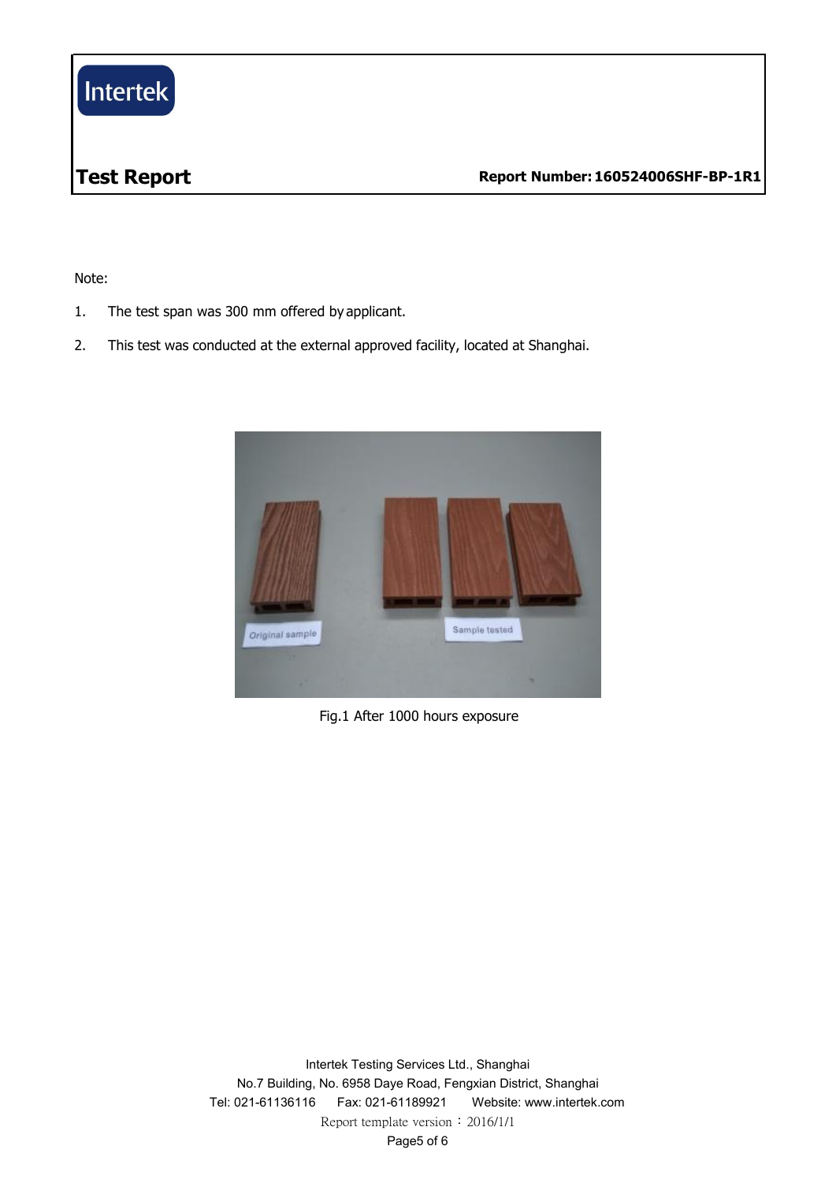Note:

1. The test span was 300 mm offered by applicant.
2. This test was conducted at the external approved facility, located at Shanghai.

Fig.1 After 1000 hours exposure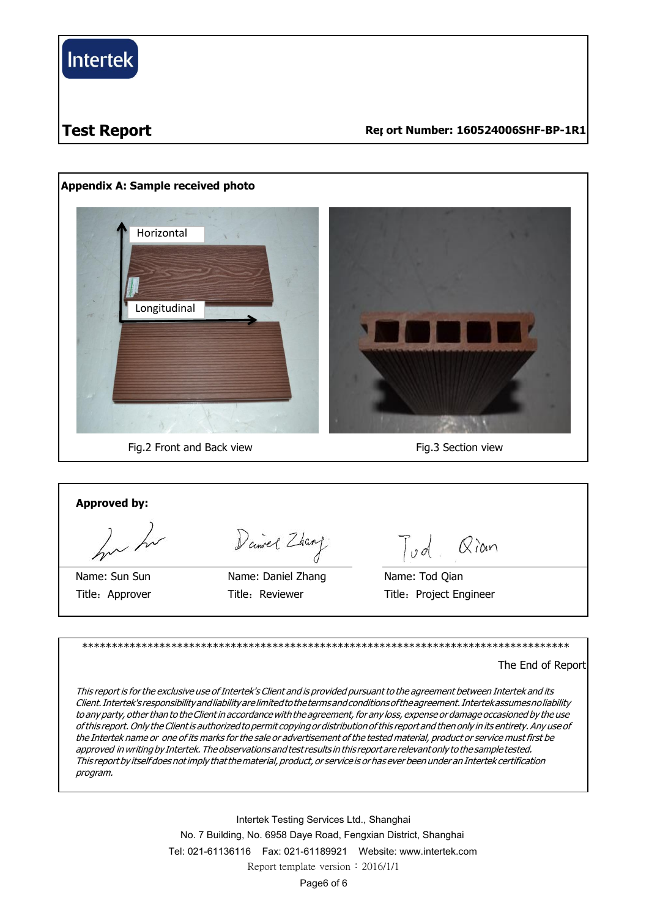# Test Report

**Report Number: 160524006SHF-BP-1R1**

**Appendix A: Sample received photo**

Horizontal

Longitudinal

Fig.2 Front and Back view

Fig.3 Section view

**Approved by:**

| | | |
|---|---|---|
| Name: Sun Sun | Name: Daniel Zhang | Name: Tod Qian |
| Title：Approver | Title：Reviewer | Title：Project Engineer |

***************************************************************************************

The End of Report

*This report is for the exclusive use of Intertek's Client and is provided pursuant to the agreement between Intertek and its Client. Intertek's responsibility and liability are limited to the terms and conditions of the agreement. Intertek assumes no liability to any party, other than to the Client in accordance with the agreement, for any loss, expense or damage occasioned by the use of this report. Only the Client is authorized to permit copying or distribution of this report and then only in its entirety. Any use of the Intertek name or one of its marks for the sale or advertisement of the tested material, product or service must first be approved in writing by Intertek. The observations and test results in this report are relevant only to the sample tested. This report by itself does not imply that the material, product, or service is or has ever been under an Intertek certification program.*

Intertek Testing Services Ltd., Shanghai
No. 7 Building, No. 6958 Daye Road, Fengxian District, Shanghai
Tel: 021-61136116 Fax: 021-61189921 Website: www.intertek.com
Report template version：2016/1/1